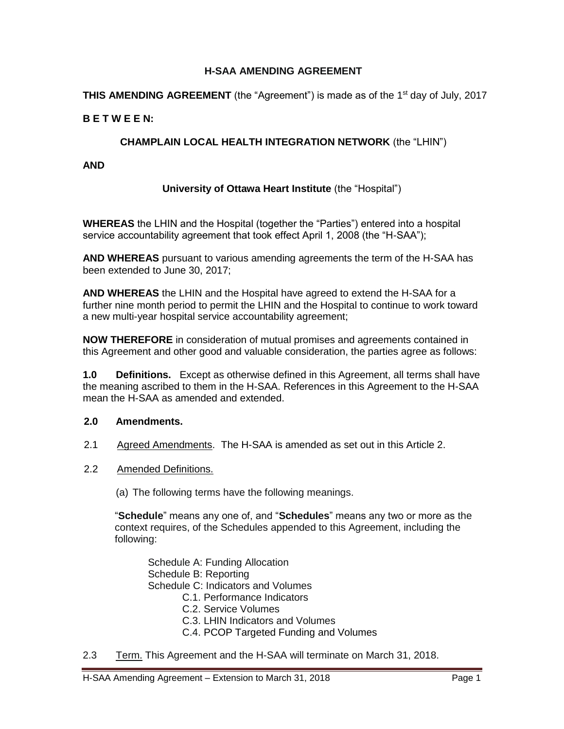# H-SAA AMENDING AGREEMENT

**THIS AMENDING AGREEMENT** (the "Agreement") is made as of the 1st day of July, 2017

**B E T W E E N:**

**CHAMPLAIN LOCAL HEALTH INTEGRATION NETWORK** (the "LHIN")

**AND**

**University of Ottawa Heart Institute** (the "Hospital")

**WHEREAS** the LHIN and the Hospital (together the "Parties") entered into a hospital service accountability agreement that took effect April 1, 2008 (the "H-SAA");

**AND WHEREAS** pursuant to various amending agreements the term of the H-SAA has been extended to June 30, 2017;

**AND WHEREAS** the LHIN and the Hospital have agreed to extend the H-SAA for a further nine month period to permit the LHIN and the Hospital to continue to work toward a new multi-year hospital service accountability agreement;

**NOW THEREFORE** in consideration of mutual promises and agreements contained in this Agreement and other good and valuable consideration, the parties agree as follows:

**1.0 Definitions.** Except as otherwise defined in this Agreement, all terms shall have the meaning ascribed to them in the H-SAA. References in this Agreement to the H-SAA mean the H-SAA as amended and extended.

**2.0 Amendments.**

2.1 Agreed Amendments. The H-SAA is amended as set out in this Article 2.

2.2 Amended Definitions.

(a) The following terms have the following meanings.

"**Schedule**" means any one of, and "**Schedules**" means any two or more as the context requires, of the Schedules appended to this Agreement, including the following:

- Schedule A: Funding Allocation
- Schedule B: Reporting
- Schedule C: Indicators and Volumes
  - C.1. Performance Indicators
  - C.2. Service Volumes
  - C.3. LHIN Indicators and Volumes
  - C.4. PCOP Targeted Funding and Volumes

2.3 Term. This Agreement and the H-SAA will terminate on March 31, 2018.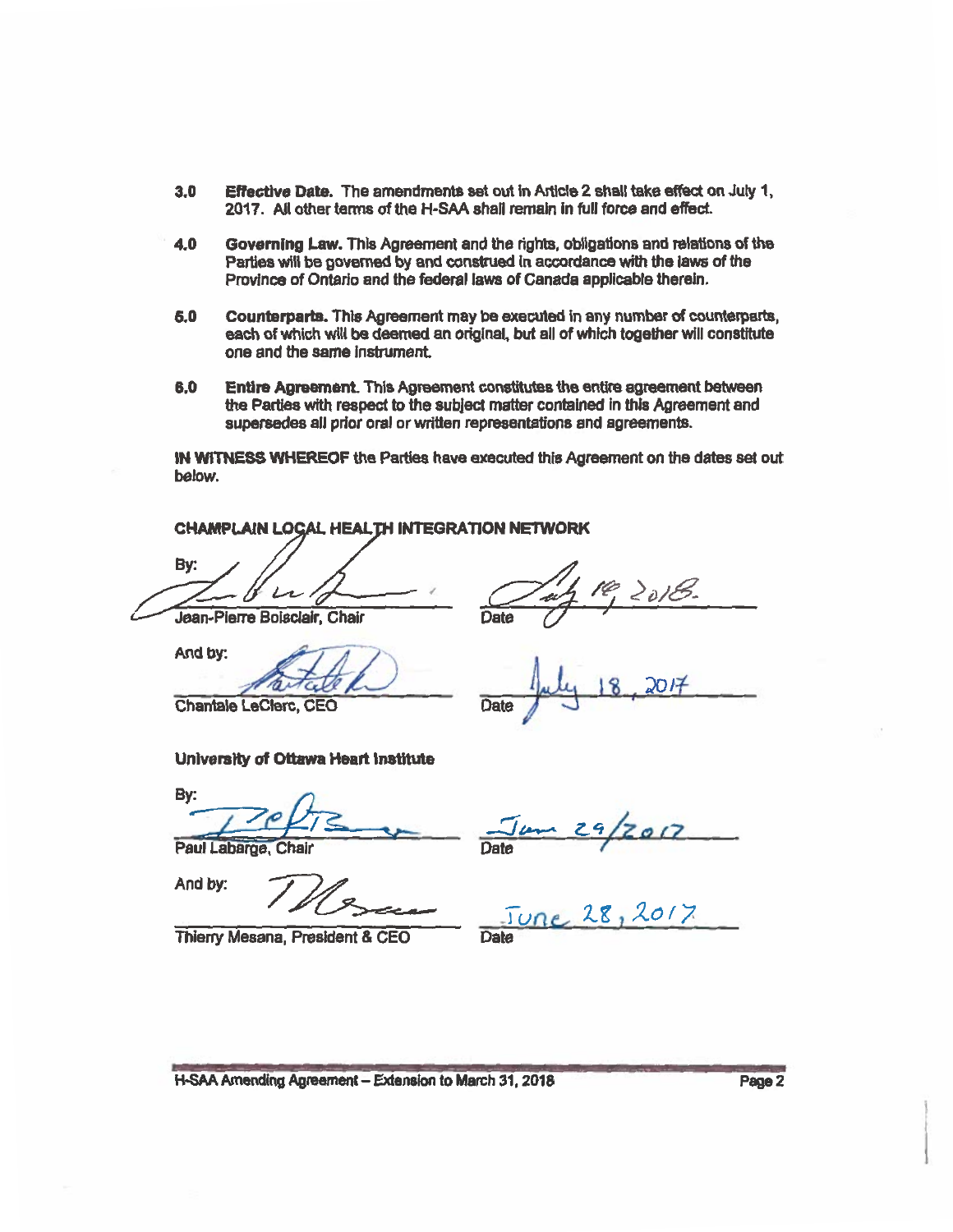**3.0 Effective Date.** The amendments set out in Article 2 shall take effect on July 1, 2017. All other terms of the H-SAA shall remain in full force and effect.

**4.0 Governing Law.** This Agreement and the rights, obligations and relations of the Parties will be governed by and construed in accordance with the laws of the Province of Ontario and the federal laws of Canada applicable therein.

**5.0 Counterparts.** This Agreement may be executed in any number of counterparts, each of which will be deemed an original, but all of which together will constitute one and the same instrument.

**6.0 Entire Agreement.** This Agreement constitutes the entire agreement between the Parties with respect to the subject matter contained in this Agreement and supersedes all prior oral or written representations and agreements.

**IN WITNESS WHEREOF** the Parties have executed this Agreement on the dates set out below.

**CHAMPLAIN LOCAL HEALTH INTEGRATION NETWORK**

By: _[signature]_ Date: July 18, 2018.

Jean-Pierre Boisclair, Chair

And by: _[signature]_ Date: July 18, 2017

Chantale LeClerc, CEO

**University of Ottawa Heart Institute**

By: _[signature]_ Date: June 29/2017

Paul Labarge, Chair

And by: _[signature]_ Date: June 28, 2017

Thierry Mesana, President & CEO

H-SAA Amending Agreement – Extension to March 31, 2018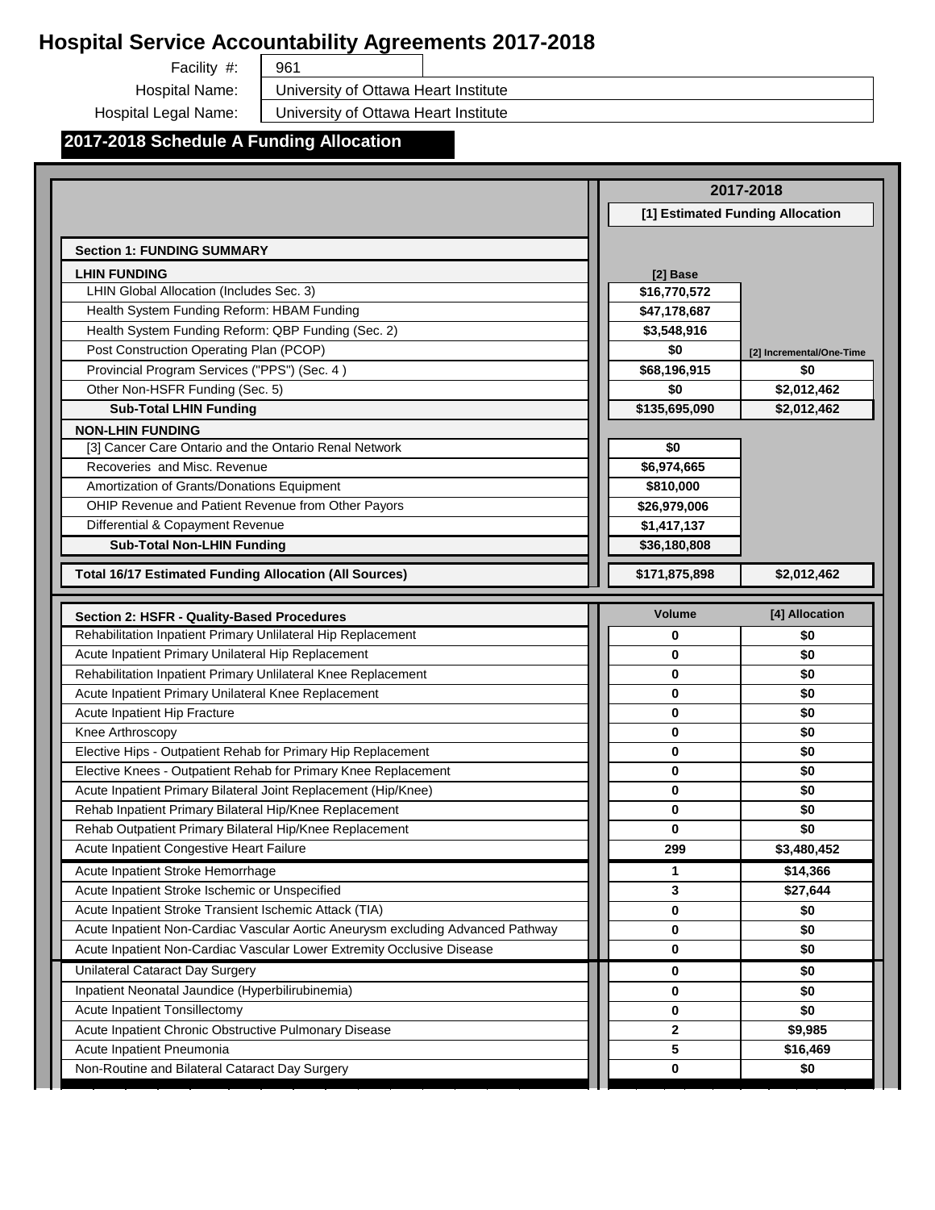# Hospital Service Accountability Agreements 2017-2018

Facility #: 961

Hospital Name: University of Ottawa Heart Institute

Hospital Legal Name: University of Ottawa Heart Institute

## 2017-2018 Schedule A Funding Allocation

| | 2017-2018 | |
|---|---|---|
| | [1] Estimated Funding Allocation | |
| **Section 1: FUNDING SUMMARY** | | |
| **LHIN FUNDING** | [2] Base | [2] Incremental/One-Time |
| LHIN Global Allocation (Includes Sec. 3) | $16,770,572 | |
| Health System Funding Reform: HBAM Funding | $47,178,687 | |
| Health System Funding Reform: QBP Funding (Sec. 2) | $3,548,916 | |
| Post Construction Operating Plan (PCOP) | $0 | |
| Provincial Program Services ("PPS") (Sec. 4 ) | $68,196,915 | $0 |
| Other Non-HSFR Funding (Sec. 5) | $0 | $2,012,462 |
| **Sub-Total LHIN Funding** | **$135,695,090** | **$2,012,462** |
| **NON-LHIN FUNDING** | | |
| [3] Cancer Care Ontario and the Ontario Renal Network | $0 | |
| Recoveries and Misc. Revenue | $6,974,665 | |
| Amortization of Grants/Donations Equipment | $810,000 | |
| OHIP Revenue and Patient Revenue from Other Payors | $26,979,006 | |
| Differential & Copayment Revenue | $1,417,137 | |
| **Sub-Total Non-LHIN Funding** | **$36,180,808** | |
| **Total 16/17 Estimated Funding Allocation (All Sources)** | **$171,875,898** | **$2,012,462** |

| **Section 2: HSFR - Quality-Based Procedures** | Volume | [4] Allocation |
|---|---|---|
| Rehabilitation Inpatient Primary Unlilateral Hip Replacement | 0 | $0 |
| Acute Inpatient Primary Unilateral Hip Replacement | 0 | $0 |
| Rehabilitation Inpatient Primary Unlilateral Knee Replacement | 0 | $0 |
| Acute Inpatient Primary Unilateral Knee Replacement | 0 | $0 |
| Acute Inpatient Hip Fracture | 0 | $0 |
| Knee Arthroscopy | 0 | $0 |
| Elective Hips - Outpatient Rehab for Primary Hip Replacement | 0 | $0 |
| Elective Knees - Outpatient Rehab for Primary Knee Replacement | 0 | $0 |
| Acute Inpatient Primary Bilateral Joint Replacement (Hip/Knee) | 0 | $0 |
| Rehab Inpatient Primary Bilateral Hip/Knee Replacement | 0 | $0 |
| Rehab Outpatient Primary Bilateral Hip/Knee Replacement | 0 | $0 |
| Acute Inpatient Congestive Heart Failure | 299 | $3,480,452 |
| Acute Inpatient Stroke Hemorrhage | 1 | $14,366 |
| Acute Inpatient Stroke Ischemic or Unspecified | 3 | $27,644 |
| Acute Inpatient Stroke Transient Ischemic Attack (TIA) | 0 | $0 |
| Acute Inpatient Non-Cardiac Vascular Aortic Aneurysm excluding Advanced Pathway | 0 | $0 |
| Acute Inpatient Non-Cardiac Vascular Lower Extremity Occlusive Disease | 0 | $0 |
| Unilateral Cataract Day Surgery | 0 | $0 |
| Inpatient Neonatal Jaundice (Hyperbilirubinemia) | 0 | $0 |
| Acute Inpatient Tonsillectomy | 0 | $0 |
| Acute Inpatient Chronic Obstructive Pulmonary Disease | 2 | $9,985 |
| Acute Inpatient Pneumonia | 5 | $16,469 |
| Non-Routine and Bilateral Cataract Day Surgery | 0 | $0 |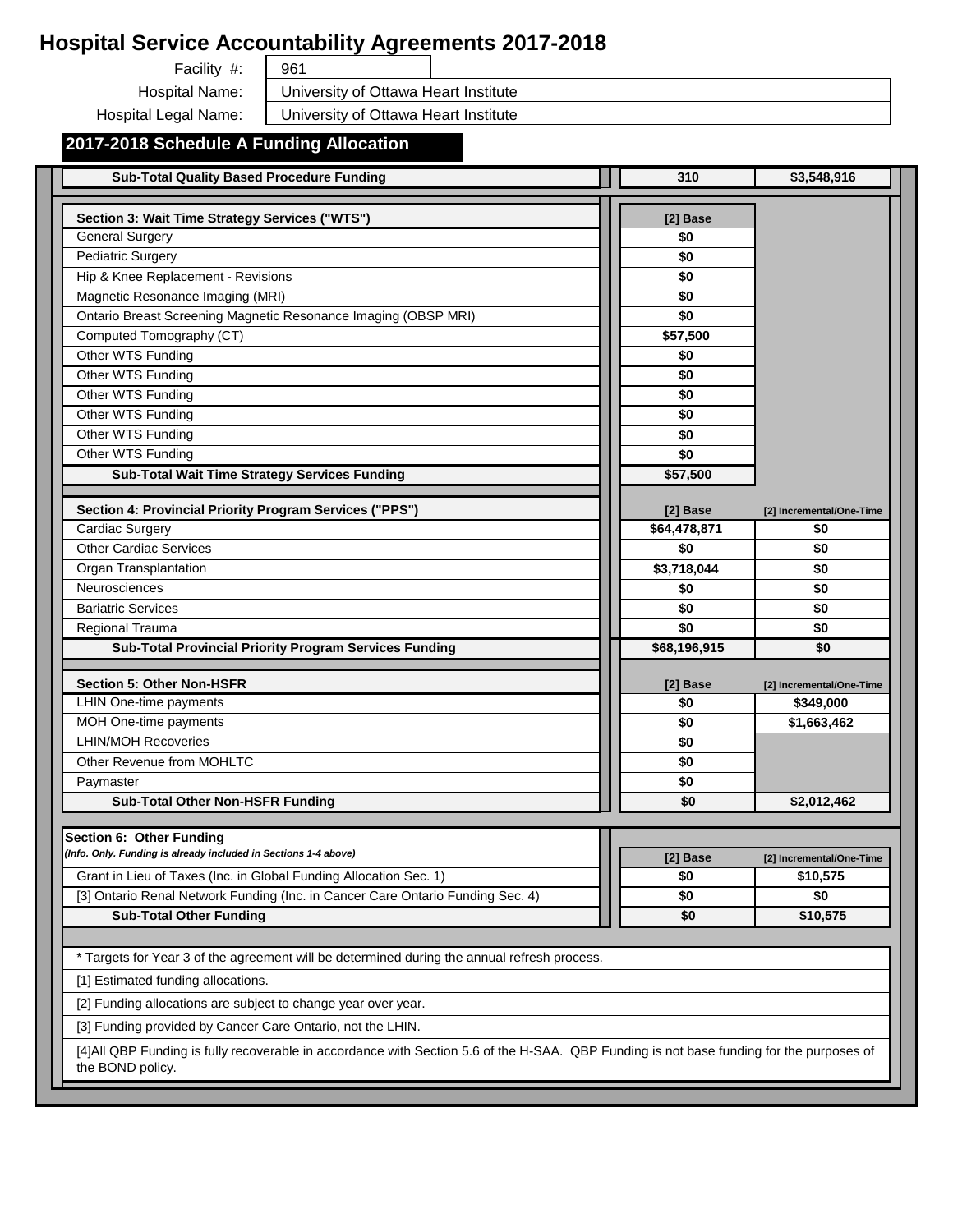# Hospital Service Accountability Agreements 2017-2018

Facility #: 961

Hospital Name: University of Ottawa Heart Institute

Hospital Legal Name: University of Ottawa Heart Institute

## 2017-2018 Schedule A Funding Allocation

| | | |
|---|---|---|
| **Sub-Total Quality Based Procedure Funding** | **310** | **$3,548,916** |

| **Section 3: Wait Time Strategy Services ("WTS")** | **[2] Base** |
|---|---|
| General Surgery | **$0** |
| Pediatric Surgery | **$0** |
| Hip & Knee Replacement - Revisions | **$0** |
| Magnetic Resonance Imaging (MRI) | **$0** |
| Ontario Breast Screening Magnetic Resonance Imaging (OBSP MRI) | **$0** |
| Computed Tomography (CT) | **$57,500** |
| Other WTS Funding | **$0** |
| Other WTS Funding | **$0** |
| Other WTS Funding | **$0** |
| Other WTS Funding | **$0** |
| Other WTS Funding | **$0** |
| Other WTS Funding | **$0** |
| **Sub-Total Wait Time Strategy Services Funding** | **$57,500** |

| **Section 4: Provincial Priority Program Services ("PPS")** | **[2] Base** | **[2] Incremental/One-Time** |
|---|---|---|
| Cardiac Surgery | **$64,478,871** | **$0** |
| Other Cardiac Services | **$0** | **$0** |
| Organ Transplantation | **$3,718,044** | **$0** |
| Neurosciences | **$0** | **$0** |
| Bariatric Services | **$0** | **$0** |
| Regional Trauma | **$0** | **$0** |
| **Sub-Total Provincial Priority Program Services Funding** | **$68,196,915** | **$0** |

| **Section 5: Other Non-HSFR** | **[2] Base** | **[2] Incremental/One-Time** |
|---|---|---|
| LHIN One-time payments | **$0** | **$349,000** |
| MOH One-time payments | **$0** | **$1,663,462** |
| LHIN/MOH Recoveries | **$0** | |
| Other Revenue from MOHLTC | **$0** | |
| Paymaster | **$0** | |
| **Sub-Total Other Non-HSFR Funding** | **$0** | **$2,012,462** |

| **Section 6: Other Funding** *(Info. Only. Funding is already included in Sections 1-4 above)* | **[2] Base** | **[2] Incremental/One-Time** |
|---|---|---|
| Grant in Lieu of Taxes (Inc. in Global Funding Allocation Sec. 1) | **$0** | **$10,575** |
| [3] Ontario Renal Network Funding (Inc. in Cancer Care Ontario Funding Sec. 4) | **$0** | **$0** |
| **Sub-Total Other Funding** | **$0** | **$10,575** |

* Targets for Year 3 of the agreement will be determined during the annual refresh process.

[1] Estimated funding allocations.

[2] Funding allocations are subject to change year over year.

[3] Funding provided by Cancer Care Ontario, not the LHIN.

[4]All QBP Funding is fully recoverable in accordance with Section 5.6 of the H-SAA. QBP Funding is not base funding for the purposes of the BOND policy.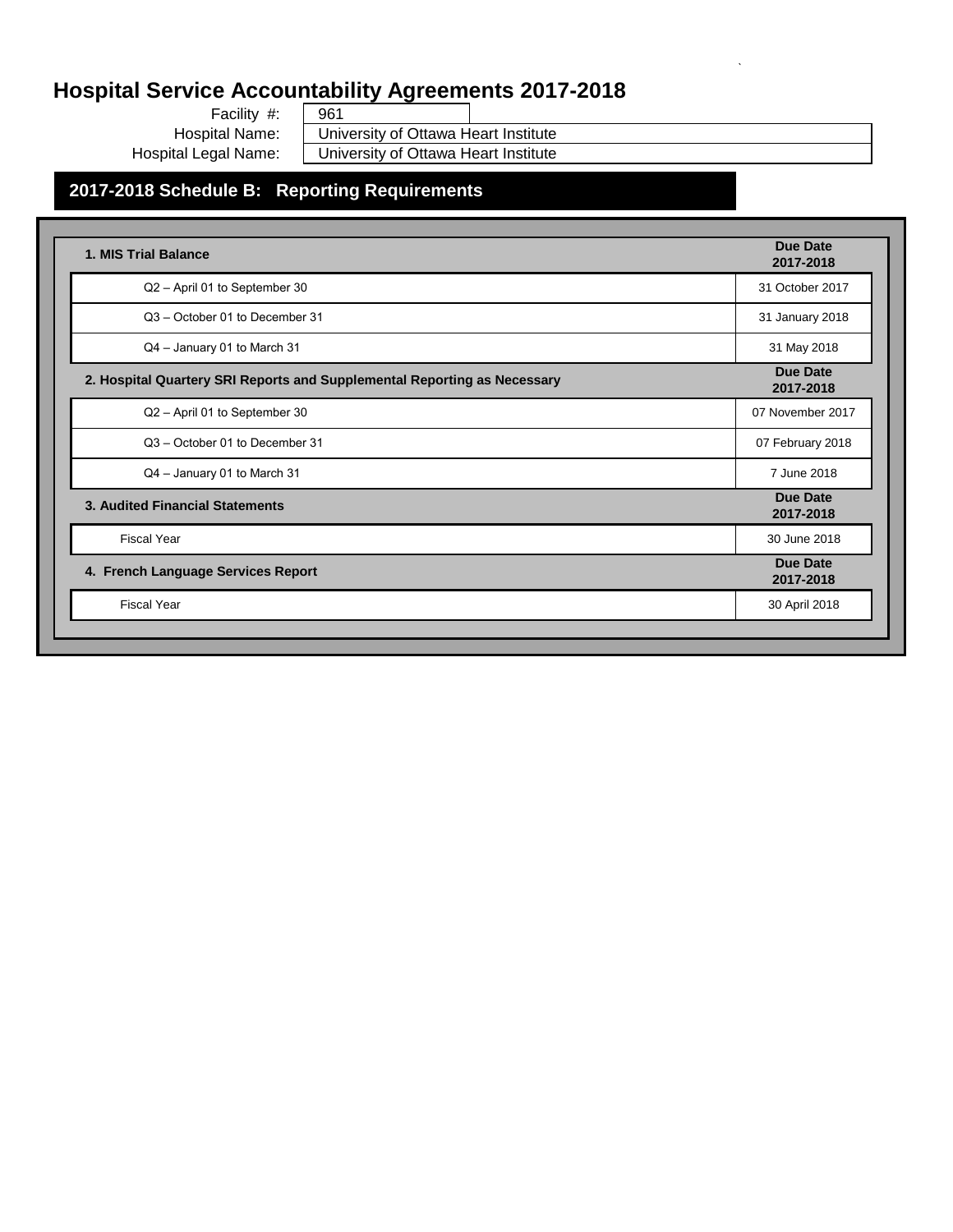# Hospital Service Accountability Agreements 2017-2018

Facility #: 961

Hospital Name: University of Ottawa Heart Institute

Hospital Legal Name: University of Ottawa Heart Institute

## 2017-2018 Schedule B: Reporting Requirements

| 1. MIS Trial Balance | Due Date 2017-2018 |
|---|---|
| Q2 – April 01 to September 30 | 31 October 2017 |
| Q3 – October 01 to December 31 | 31 January 2018 |
| Q4 – January 01 to March 31 | 31 May 2018 |

| 2. Hospital Quartery SRI Reports and Supplemental Reporting as Necessary | Due Date 2017-2018 |
|---|---|
| Q2 – April 01 to September 30 | 07 November 2017 |
| Q3 – October 01 to December 31 | 07 February 2018 |
| Q4 – January 01 to March 31 | 7 June 2018 |

| 3. Audited Financial Statements | Due Date 2017-2018 |
|---|---|
| Fiscal Year | 30 June 2018 |

| 4. French Language Services Report | Due Date 2017-2018 |
|---|---|
| Fiscal Year | 30 April 2018 |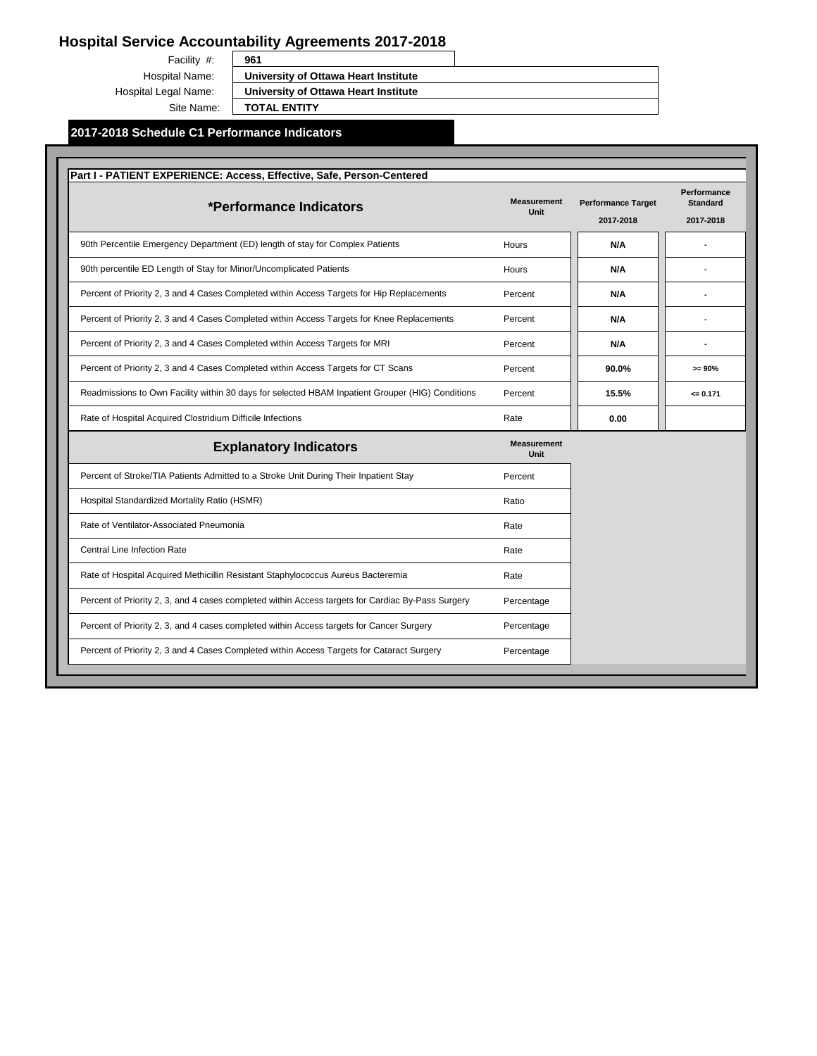# Hospital Service Accountability Agreements 2017-2018

Facility #: **961**

Hospital Name: **University of Ottawa Heart Institute**

Hospital Legal Name: **University of Ottawa Heart Institute**

Site Name: **TOTAL ENTITY**

## 2017-2018 Schedule C1 Performance Indicators

### Part I - PATIENT EXPERIENCE: Access, Effective, Safe, Person-Centered

| *Performance Indicators | Measurement Unit | Performance Target 2017-2018 | Performance Standard 2017-2018 |
|---|---|---|---|
| 90th Percentile Emergency Department (ED) length of stay for Complex Patients | Hours | N/A | - |
| 90th percentile ED Length of Stay for Minor/Uncomplicated Patients | Hours | N/A | - |
| Percent of Priority 2, 3 and 4 Cases Completed within Access Targets for Hip Replacements | Percent | N/A | - |
| Percent of Priority 2, 3 and 4 Cases Completed within Access Targets for Knee Replacements | Percent | N/A | - |
| Percent of Priority 2, 3 and 4 Cases Completed within Access Targets for MRI | Percent | N/A | - |
| Percent of Priority 2, 3 and 4 Cases Completed within Access Targets for CT Scans | Percent | 90.0% | >= 90% |
| Readmissions to Own Facility within 30 days for selected HBAM Inpatient Grouper (HIG) Conditions | Percent | 15.5% | <= 0.171 |
| Rate of Hospital Acquired Clostridium Difficile Infections | Rate | 0.00 | |

| Explanatory Indicators | Measurement Unit |
|---|---|
| Percent of Stroke/TIA Patients Admitted to a Stroke Unit During Their Inpatient Stay | Percent |
| Hospital Standardized Mortality Ratio (HSMR) | Ratio |
| Rate of Ventilator-Associated Pneumonia | Rate |
| Central Line Infection Rate | Rate |
| Rate of Hospital Acquired Methicillin Resistant Staphylococcus Aureus Bacteremia | Rate |
| Percent of Priority 2, 3, and 4 cases completed within Access targets for Cardiac By-Pass Surgery | Percentage |
| Percent of Priority 2, 3, and 4 cases completed within Access targets for Cancer Surgery | Percentage |
| Percent of Priority 2, 3 and 4 Cases Completed within Access Targets for Cataract Surgery | Percentage |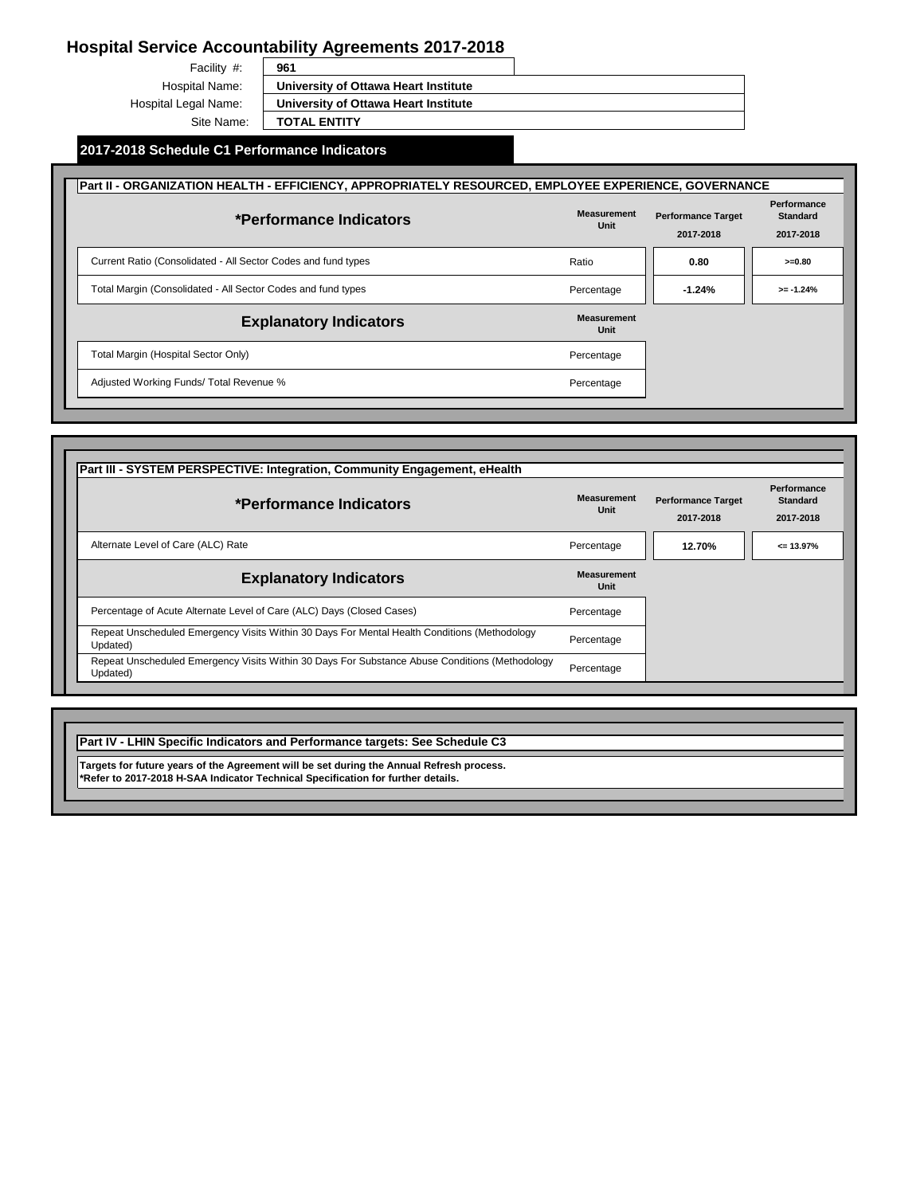# Hospital Service Accountability Agreements 2017-2018

| | |
|---|---|
| Facility #: | **961** |
| Hospital Name: | **University of Ottawa Heart Institute** |
| Hospital Legal Name: | **University of Ottawa Heart Institute** |
| Site Name: | **TOTAL ENTITY** |

## 2017-2018 Schedule C1 Performance Indicators

### Part II - ORGANIZATION HEALTH - EFFICIENCY, APPROPRIATELY RESOURCED, EMPLOYEE EXPERIENCE, GOVERNANCE

| *Performance Indicators | Measurement Unit | Performance Target 2017-2018 | Performance Standard 2017-2018 |
|---|---|---|---|
| Current Ratio (Consolidated - All Sector Codes and fund types | Ratio | **0.80** | **>=0.80** |
| Total Margin (Consolidated - All Sector Codes and fund types | Percentage | **-1.24%** | **>= -1.24%** |

| Explanatory Indicators | Measurement Unit |
|---|---|
| Total Margin (Hospital Sector Only) | Percentage |
| Adjusted Working Funds/ Total Revenue % | Percentage |

### Part III - SYSTEM PERSPECTIVE: Integration, Community Engagement, eHealth

| *Performance Indicators | Measurement Unit | Performance Target 2017-2018 | Performance Standard 2017-2018 |
|---|---|---|---|
| Alternate Level of Care (ALC) Rate | Percentage | **12.70%** | **<= 13.97%** |

| Explanatory Indicators | Measurement Unit |
|---|---|
| Percentage of Acute Alternate Level of Care (ALC) Days (Closed Cases) | Percentage |
| Repeat Unscheduled Emergency Visits Within 30 Days For Mental Health Conditions (Methodology Updated) | Percentage |
| Repeat Unscheduled Emergency Visits Within 30 Days For Substance Abuse Conditions (Methodology Updated) | Percentage |

### Part IV - LHIN Specific Indicators and Performance targets: See Schedule C3

**Targets for future years of the Agreement will be set during the Annual Refresh process.**
**\*Refer to 2017-2018 H-SAA Indicator Technical Specification for further details.**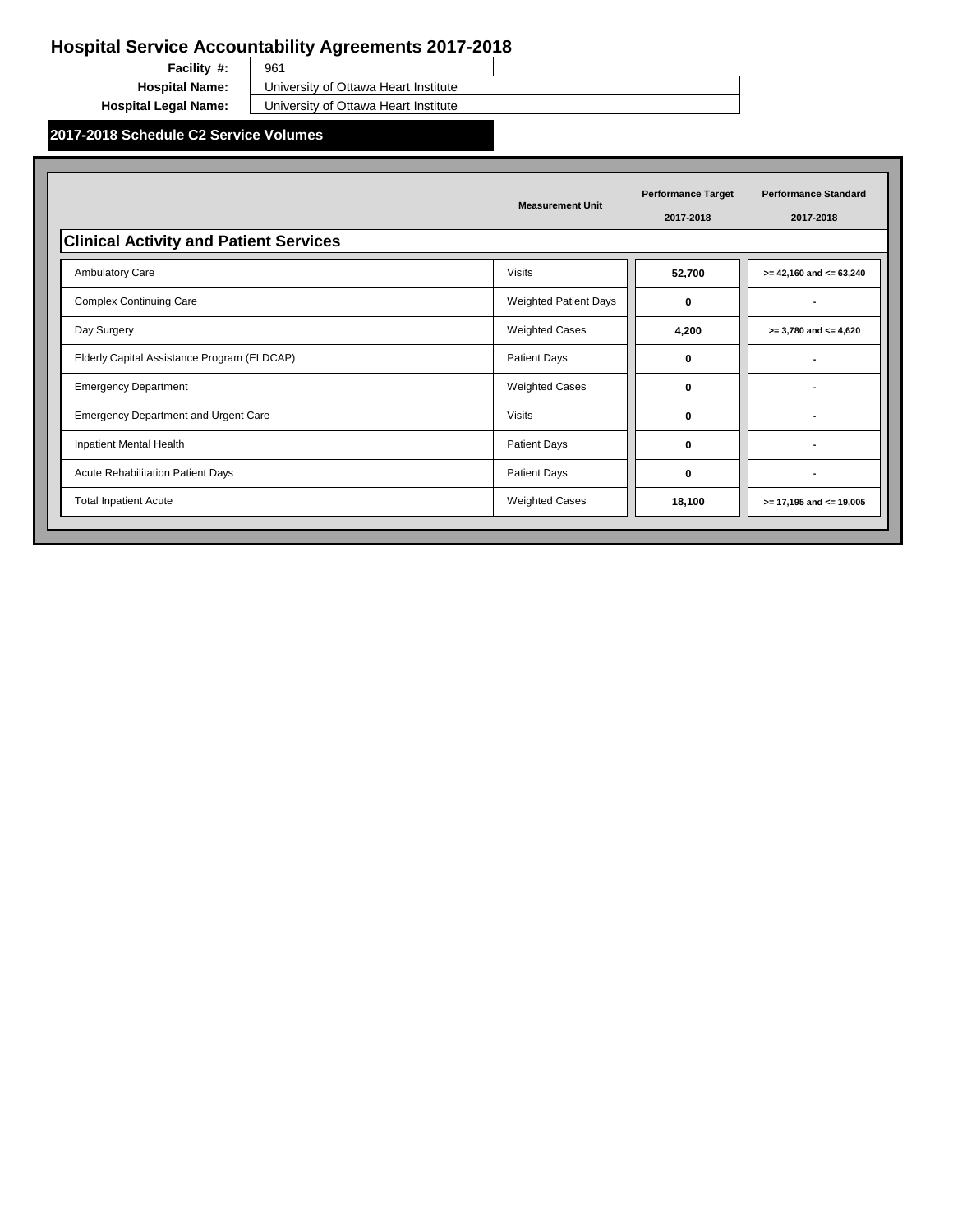# Hospital Service Accountability Agreements 2017-2018

**Facility #:** 961

**Hospital Name:** University of Ottawa Heart Institute

**Hospital Legal Name:** University of Ottawa Heart Institute

## 2017-2018 Schedule C2 Service Volumes

| | Measurement Unit | Performance Target 2017-2018 | Performance Standard 2017-2018 |
|---|---|---|---|
| **Clinical Activity and Patient Services** | | | |
| Ambulatory Care | Visits | **52,700** | **>= 42,160 and <= 63,240** |
| Complex Continuing Care | Weighted Patient Days | **0** | - |
| Day Surgery | Weighted Cases | **4,200** | **>= 3,780 and <= 4,620** |
| Elderly Capital Assistance Program (ELDCAP) | Patient Days | **0** | - |
| Emergency Department | Weighted Cases | **0** | - |
| Emergency Department and Urgent Care | Visits | **0** | - |
| Inpatient Mental Health | Patient Days | **0** | - |
| Acute Rehabilitation Patient Days | Patient Days | **0** | - |
| Total Inpatient Acute | Weighted Cases | **18,100** | **>= 17,195 and <= 19,005** |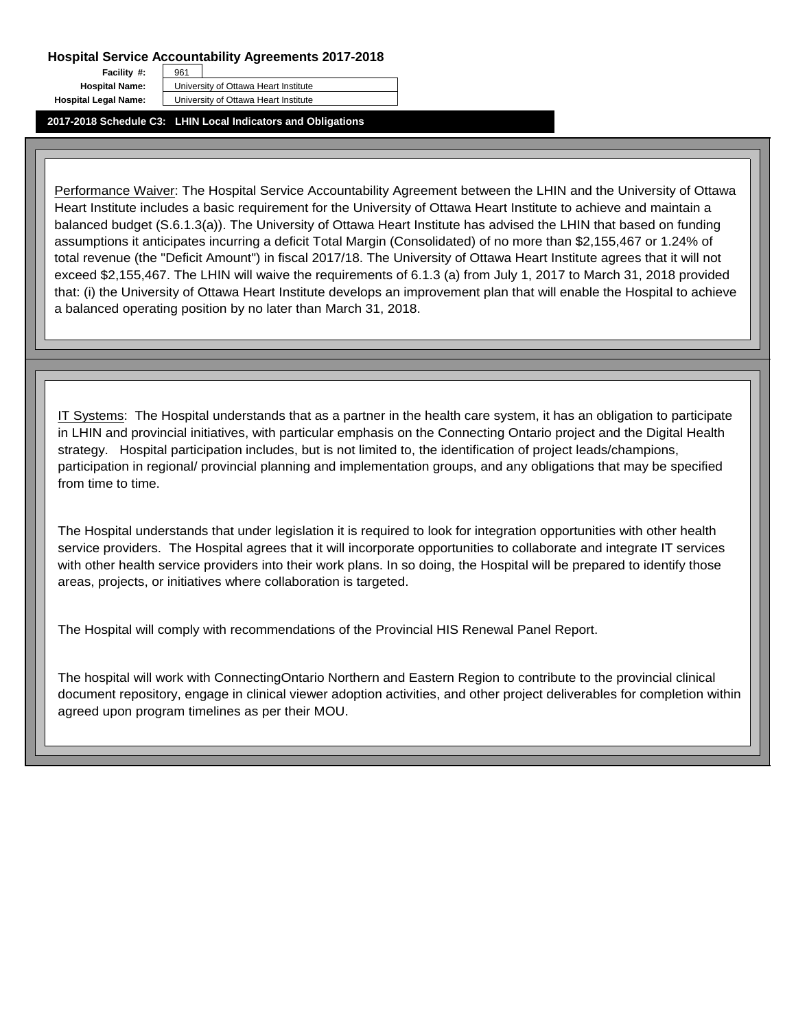**Hospital Service Accountability Agreements 2017-2018**

| | |
|---|---|
| **Facility #:** | 961 |
| **Hospital Name:** | University of Ottawa Heart Institute |
| **Hospital Legal Name:** | University of Ottawa Heart Institute |

**2017-2018 Schedule C3: LHIN Local Indicators and Obligations**

<u>Performance Waiver</u>: The Hospital Service Accountability Agreement between the LHIN and the University of Ottawa Heart Institute includes a basic requirement for the University of Ottawa Heart Institute to achieve and maintain a balanced budget (S.6.1.3(a)). The University of Ottawa Heart Institute has advised the LHIN that based on funding assumptions it anticipates incurring a deficit Total Margin (Consolidated) of no more than $2,155,467 or 1.24% of total revenue (the "Deficit Amount") in fiscal 2017/18. The University of Ottawa Heart Institute agrees that it will not exceed $2,155,467. The LHIN will waive the requirements of 6.1.3 (a) from July 1, 2017 to March 31, 2018 provided that: (i) the University of Ottawa Heart Institute develops an improvement plan that will enable the Hospital to achieve a balanced operating position by no later than March 31, 2018.

<u>IT Systems</u>: The Hospital understands that as a partner in the health care system, it has an obligation to participate in LHIN and provincial initiatives, with particular emphasis on the Connecting Ontario project and the Digital Health strategy. Hospital participation includes, but is not limited to, the identification of project leads/champions, participation in regional/ provincial planning and implementation groups, and any obligations that may be specified from time to time.

The Hospital understands that under legislation it is required to look for integration opportunities with other health service providers. The Hospital agrees that it will incorporate opportunities to collaborate and integrate IT services with other health service providers into their work plans. In so doing, the Hospital will be prepared to identify those areas, projects, or initiatives where collaboration is targeted.

The Hospital will comply with recommendations of the Provincial HIS Renewal Panel Report.

The hospital will work with ConnectingOntario Northern and Eastern Region to contribute to the provincial clinical document repository, engage in clinical viewer adoption activities, and other project deliverables for completion within agreed upon program timelines as per their MOU.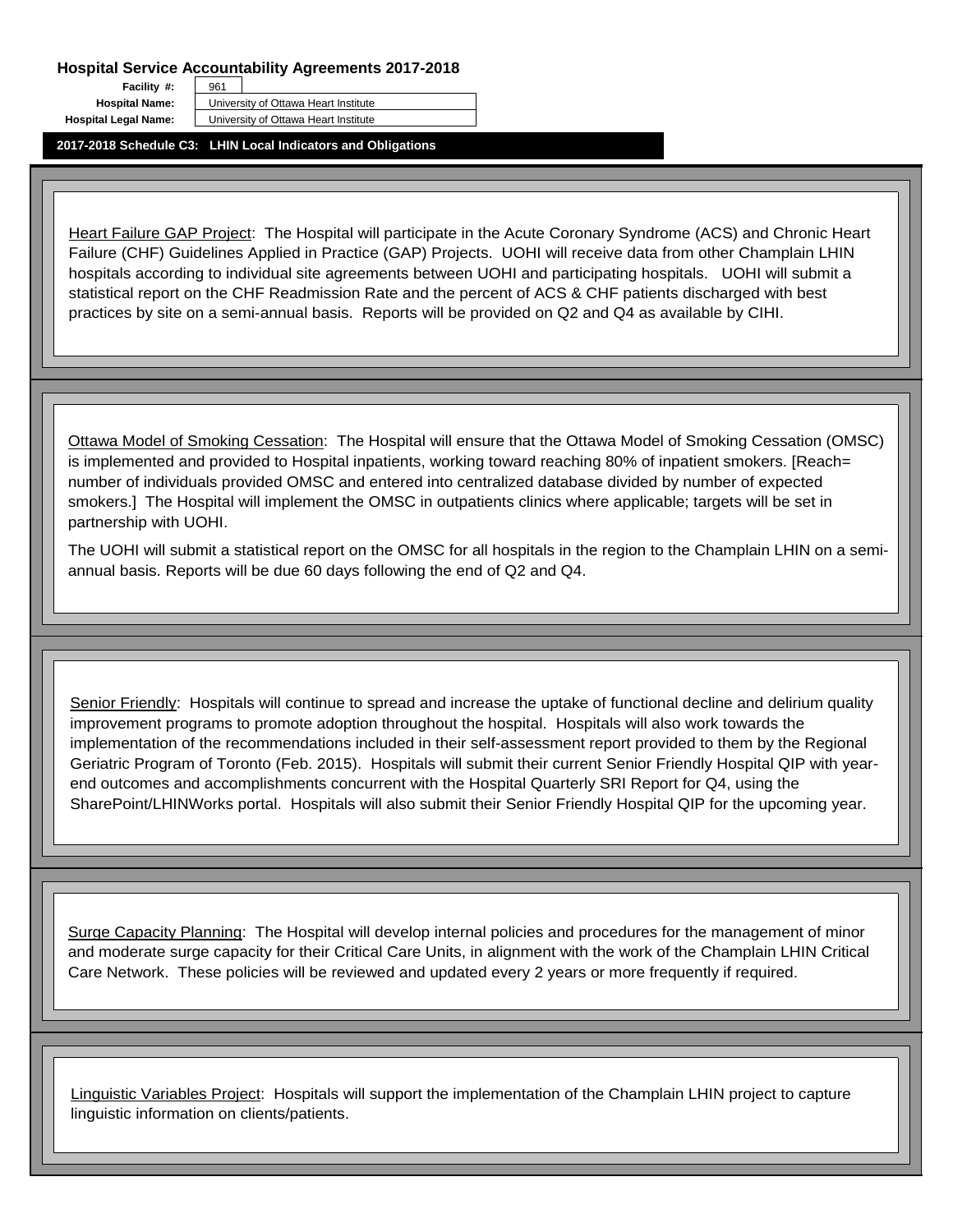# Hospital Service Accountability Agreements 2017-2018

| | |
|---|---|
| **Facility #:** | 961 |
| **Hospital Name:** | University of Ottawa Heart Institute |
| **Hospital Legal Name:** | University of Ottawa Heart Institute |

## 2017-2018 Schedule C3: LHIN Local Indicators and Obligations

Heart Failure GAP Project: The Hospital will participate in the Acute Coronary Syndrome (ACS) and Chronic Heart Failure (CHF) Guidelines Applied in Practice (GAP) Projects. UOHI will receive data from other Champlain LHIN hospitals according to individual site agreements between UOHI and participating hospitals. UOHI will submit a statistical report on the CHF Readmission Rate and the percent of ACS & CHF patients discharged with best practices by site on a semi-annual basis. Reports will be provided on Q2 and Q4 as available by CIHI.

Ottawa Model of Smoking Cessation: The Hospital will ensure that the Ottawa Model of Smoking Cessation (OMSC) is implemented and provided to Hospital inpatients, working toward reaching 80% of inpatient smokers. [Reach= number of individuals provided OMSC and entered into centralized database divided by number of expected smokers.] The Hospital will implement the OMSC in outpatients clinics where applicable; targets will be set in partnership with UOHI.

The UOHI will submit a statistical report on the OMSC for all hospitals in the region to the Champlain LHIN on a semi-annual basis. Reports will be due 60 days following the end of Q2 and Q4.

Senior Friendly: Hospitals will continue to spread and increase the uptake of functional decline and delirium quality improvement programs to promote adoption throughout the hospital. Hospitals will also work towards the implementation of the recommendations included in their self-assessment report provided to them by the Regional Geriatric Program of Toronto (Feb. 2015). Hospitals will submit their current Senior Friendly Hospital QIP with year-end outcomes and accomplishments concurrent with the Hospital Quarterly SRI Report for Q4, using the SharePoint/LHINWorks portal. Hospitals will also submit their Senior Friendly Hospital QIP for the upcoming year.

Surge Capacity Planning: The Hospital will develop internal policies and procedures for the management of minor and moderate surge capacity for their Critical Care Units, in alignment with the work of the Champlain LHIN Critical Care Network. These policies will be reviewed and updated every 2 years or more frequently if required.

Linguistic Variables Project: Hospitals will support the implementation of the Champlain LHIN project to capture linguistic information on clients/patients.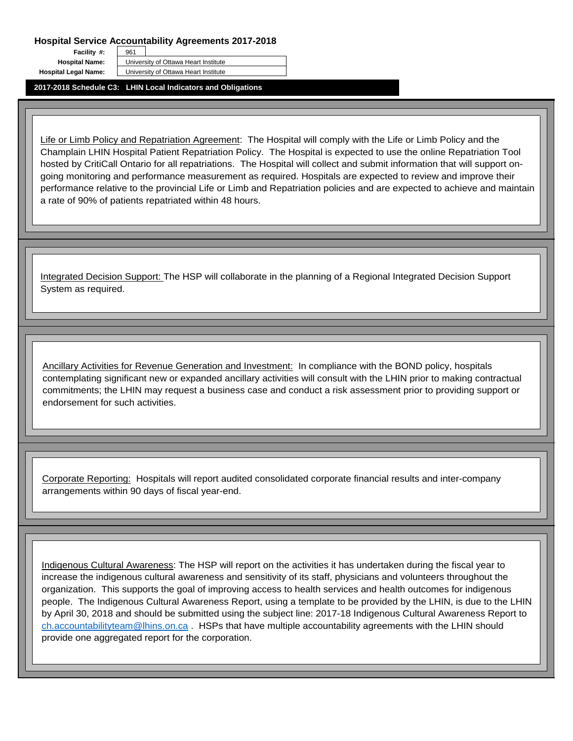**Hospital Service Accountability Agreements 2017-2018**

| | |
|---|---|
| **Facility #:** | 961 |
| **Hospital Name:** | University of Ottawa Heart Institute |
| **Hospital Legal Name:** | University of Ottawa Heart Institute |

## 2017-2018 Schedule C3: LHIN Local Indicators and Obligations

Life or Limb Policy and Repatriation Agreement: The Hospital will comply with the Life or Limb Policy and the Champlain LHIN Hospital Patient Repatriation Policy. The Hospital is expected to use the online Repatriation Tool hosted by CritiCall Ontario for all repatriations. The Hospital will collect and submit information that will support on-going monitoring and performance measurement as required. Hospitals are expected to review and improve their performance relative to the provincial Life or Limb and Repatriation policies and are expected to achieve and maintain a rate of 90% of patients repatriated within 48 hours.

Integrated Decision Support: The HSP will collaborate in the planning of a Regional Integrated Decision Support System as required.

Ancillary Activities for Revenue Generation and Investment: In compliance with the BOND policy, hospitals contemplating significant new or expanded ancillary activities will consult with the LHIN prior to making contractual commitments; the LHIN may request a business case and conduct a risk assessment prior to providing support or endorsement for such activities.

Corporate Reporting: Hospitals will report audited consolidated corporate financial results and inter-company arrangements within 90 days of fiscal year-end.

Indigenous Cultural Awareness: The HSP will report on the activities it has undertaken during the fiscal year to increase the indigenous cultural awareness and sensitivity of its staff, physicians and volunteers throughout the organization. This supports the goal of improving access to health services and health outcomes for indigenous people. The Indigenous Cultural Awareness Report, using a template to be provided by the LHIN, is due to the LHIN by April 30, 2018 and should be submitted using the subject line: 2017-18 Indigenous Cultural Awareness Report to ch.accountabilityteam@lhins.on.ca . HSPs that have multiple accountability agreements with the LHIN should provide one aggregated report for the corporation.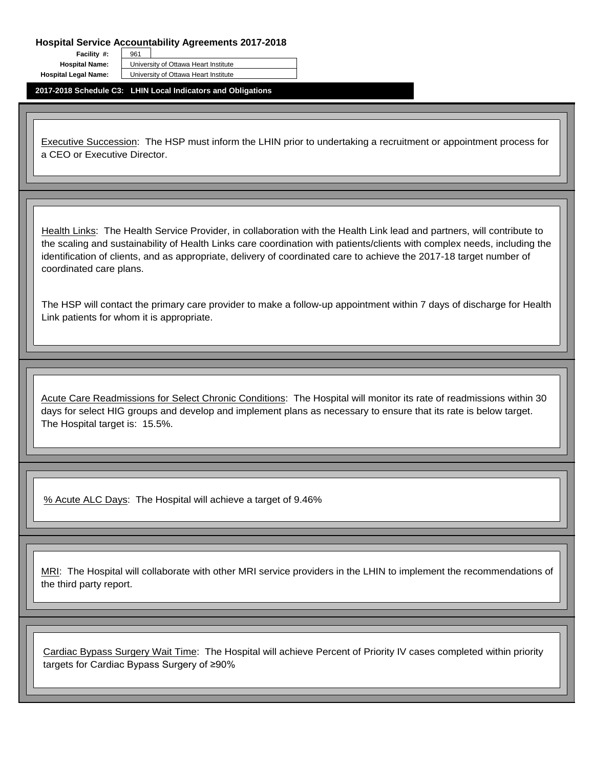## Hospital Service Accountability Agreements 2017-2018

| | |
|---|---|
| **Facility #:** | 961 |
| **Hospital Name:** | University of Ottawa Heart Institute |
| **Hospital Legal Name:** | University of Ottawa Heart Institute |

### 2017-2018 Schedule C3: LHIN Local Indicators and Obligations

Executive Succession: The HSP must inform the LHIN prior to undertaking a recruitment or appointment process for a CEO or Executive Director.

Health Links: The Health Service Provider, in collaboration with the Health Link lead and partners, will contribute to the scaling and sustainability of Health Links care coordination with patients/clients with complex needs, including the identification of clients, and as appropriate, delivery of coordinated care to achieve the 2017-18 target number of coordinated care plans.

The HSP will contact the primary care provider to make a follow-up appointment within 7 days of discharge for Health Link patients for whom it is appropriate.

Acute Care Readmissions for Select Chronic Conditions: The Hospital will monitor its rate of readmissions within 30 days for select HIG groups and develop and implement plans as necessary to ensure that its rate is below target. The Hospital target is: 15.5%.

% Acute ALC Days: The Hospital will achieve a target of 9.46%

MRI: The Hospital will collaborate with other MRI service providers in the LHIN to implement the recommendations of the third party report.

Cardiac Bypass Surgery Wait Time: The Hospital will achieve Percent of Priority IV cases completed within priority targets for Cardiac Bypass Surgery of ≥90%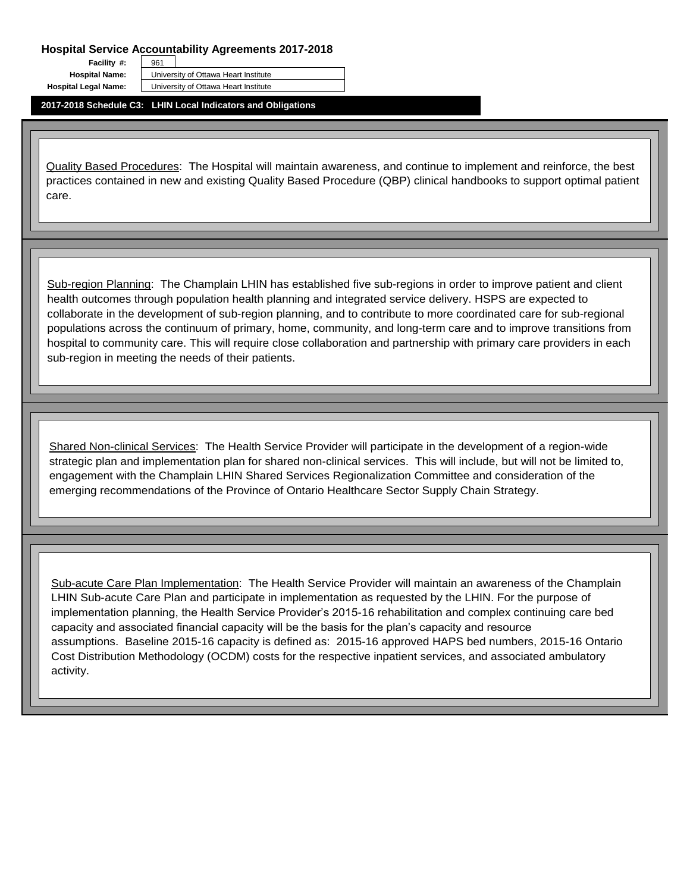**Hospital Service Accountability Agreements 2017-2018**

| | |
|---|---|
| **Facility #:** | 961 |
| **Hospital Name:** | University of Ottawa Heart Institute |
| **Hospital Legal Name:** | University of Ottawa Heart Institute |

**2017-2018 Schedule C3: LHIN Local Indicators and Obligations**

Quality Based Procedures: The Hospital will maintain awareness, and continue to implement and reinforce, the best practices contained in new and existing Quality Based Procedure (QBP) clinical handbooks to support optimal patient care.

Sub-region Planning: The Champlain LHIN has established five sub-regions in order to improve patient and client health outcomes through population health planning and integrated service delivery. HSPS are expected to collaborate in the development of sub-region planning, and to contribute to more coordinated care for sub-regional populations across the continuum of primary, home, community, and long-term care and to improve transitions from hospital to community care. This will require close collaboration and partnership with primary care providers in each sub-region in meeting the needs of their patients.

Shared Non-clinical Services: The Health Service Provider will participate in the development of a region-wide strategic plan and implementation plan for shared non-clinical services. This will include, but will not be limited to, engagement with the Champlain LHIN Shared Services Regionalization Committee and consideration of the emerging recommendations of the Province of Ontario Healthcare Sector Supply Chain Strategy.

Sub-acute Care Plan Implementation: The Health Service Provider will maintain an awareness of the Champlain LHIN Sub-acute Care Plan and participate in implementation as requested by the LHIN. For the purpose of implementation planning, the Health Service Provider's 2015-16 rehabilitation and complex continuing care bed capacity and associated financial capacity will be the basis for the plan's capacity and resource assumptions. Baseline 2015-16 capacity is defined as: 2015-16 approved HAPS bed numbers, 2015-16 Ontario Cost Distribution Methodology (OCDM) costs for the respective inpatient services, and associated ambulatory activity.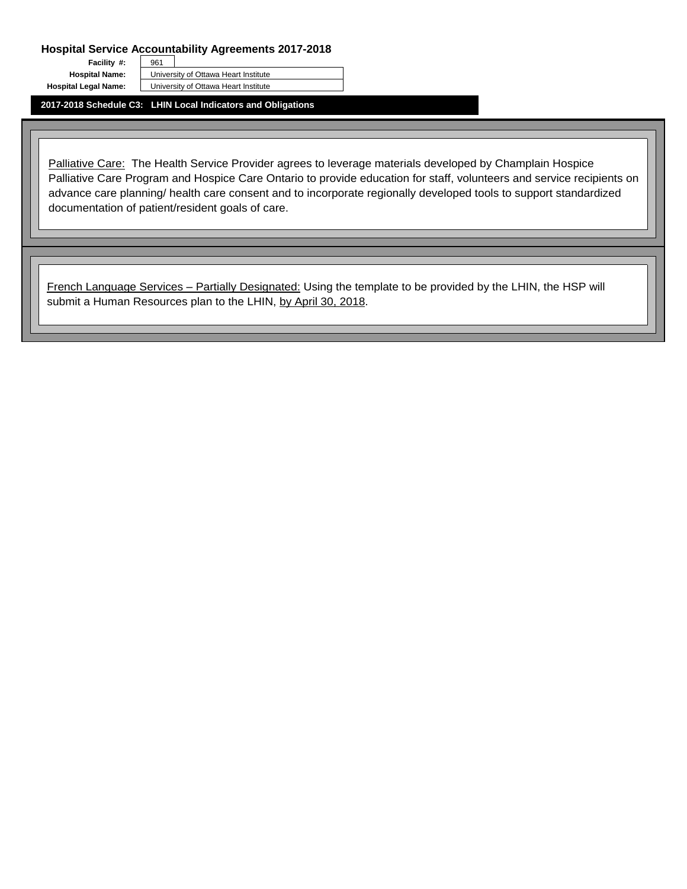**Hospital Service Accountability Agreements 2017-2018**

| | |
|---|---|
| **Facility #:** | 961 |
| **Hospital Name:** | University of Ottawa Heart Institute |
| **Hospital Legal Name:** | University of Ottawa Heart Institute |

**2017-2018 Schedule C3: LHIN Local Indicators and Obligations**

<u>Palliative Care:</u> The Health Service Provider agrees to leverage materials developed by Champlain Hospice Palliative Care Program and Hospice Care Ontario to provide education for staff, volunteers and service recipients on advance care planning/ health care consent and to incorporate regionally developed tools to support standardized documentation of patient/resident goals of care.

<u>French Language Services – Partially Designated:</u> Using the template to be provided by the LHIN, the HSP will submit a Human Resources plan to the LHIN, <u>by April 30, 2018</u>.